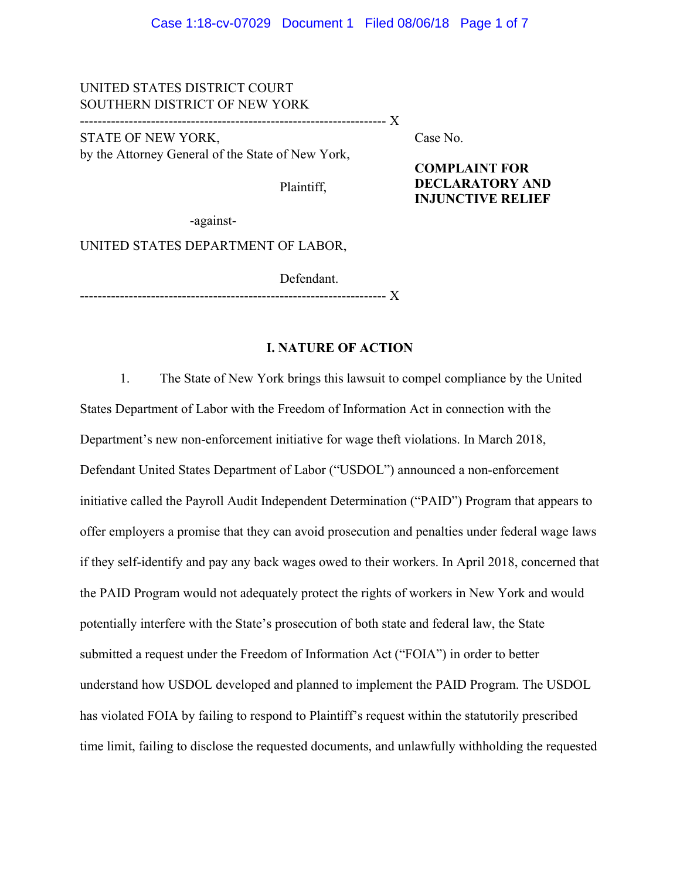UNITED STATES DISTRICT COURT
SOUTHERN DISTRICT OF NEW YORK

---

STATE OF NEW YORK,
by the Attorney General of the State of New York,

Plaintiff,

-against-

UNITED STATES DEPARTMENT OF LABOR,

Defendant.

---

Case No.

**COMPLAINT FOR DECLARATORY AND INJUNCTIVE RELIEF**

## I. NATURE OF ACTION

1. The State of New York brings this lawsuit to compel compliance by the United States Department of Labor with the Freedom of Information Act in connection with the Department's new non-enforcement initiative for wage theft violations. In March 2018, Defendant United States Department of Labor ("USDOL") announced a non-enforcement initiative called the Payroll Audit Independent Determination ("PAID") Program that appears to offer employers a promise that they can avoid prosecution and penalties under federal wage laws if they self-identify and pay any back wages owed to their workers. In April 2018, concerned that the PAID Program would not adequately protect the rights of workers in New York and would potentially interfere with the State's prosecution of both state and federal law, the State submitted a request under the Freedom of Information Act ("FOIA") in order to better understand how USDOL developed and planned to implement the PAID Program. The USDOL has violated FOIA by failing to respond to Plaintiff's request within the statutorily prescribed time limit, failing to disclose the requested documents, and unlawfully withholding the requested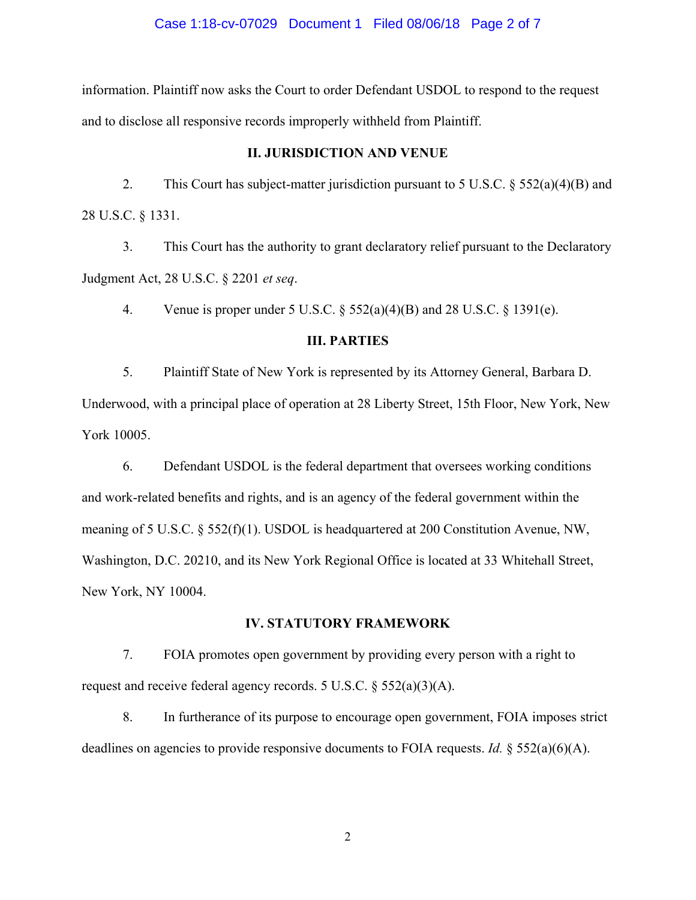information. Plaintiff now asks the Court to order Defendant USDOL to respond to the request and to disclose all responsive records improperly withheld from Plaintiff.

## II. JURISDICTION AND VENUE

2. This Court has subject-matter jurisdiction pursuant to 5 U.S.C. § 552(a)(4)(B) and 28 U.S.C. § 1331.

3. This Court has the authority to grant declaratory relief pursuant to the Declaratory Judgment Act, 28 U.S.C. § 2201 *et seq*.

4. Venue is proper under 5 U.S.C. § 552(a)(4)(B) and 28 U.S.C. § 1391(e).

## III. PARTIES

5. Plaintiff State of New York is represented by its Attorney General, Barbara D. Underwood, with a principal place of operation at 28 Liberty Street, 15th Floor, New York, New York 10005.

6. Defendant USDOL is the federal department that oversees working conditions and work-related benefits and rights, and is an agency of the federal government within the meaning of 5 U.S.C. § 552(f)(1). USDOL is headquartered at 200 Constitution Avenue, NW, Washington, D.C. 20210, and its New York Regional Office is located at 33 Whitehall Street, New York, NY 10004.

## IV. STATUTORY FRAMEWORK

7. FOIA promotes open government by providing every person with a right to request and receive federal agency records. 5 U.S.C. § 552(a)(3)(A).

8. In furtherance of its purpose to encourage open government, FOIA imposes strict deadlines on agencies to provide responsive documents to FOIA requests. *Id.* § 552(a)(6)(A).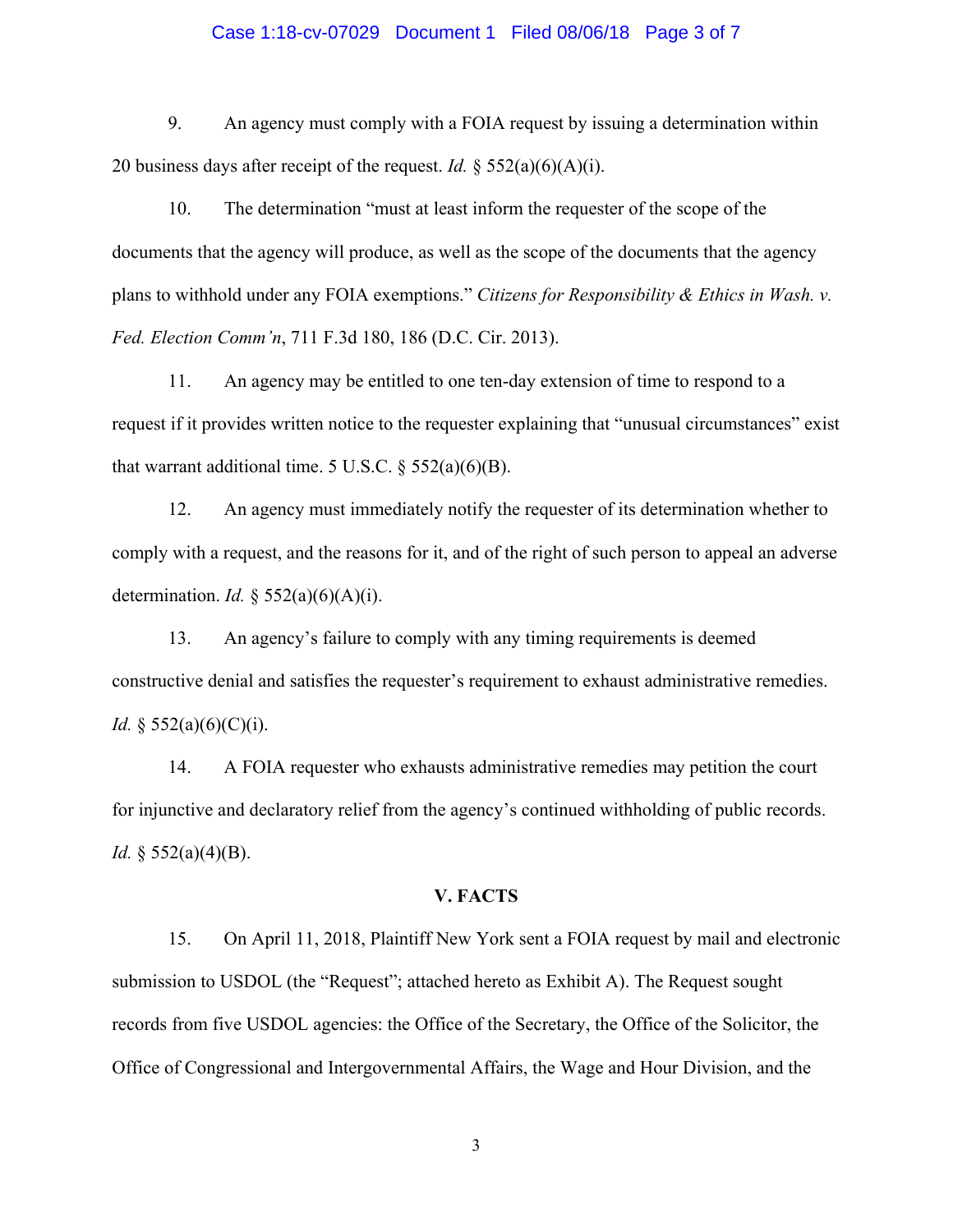9. An agency must comply with a FOIA request by issuing a determination within 20 business days after receipt of the request. *Id.* § 552(a)(6)(A)(i).

10. The determination "must at least inform the requester of the scope of the documents that the agency will produce, as well as the scope of the documents that the agency plans to withhold under any FOIA exemptions." *Citizens for Responsibility & Ethics in Wash. v. Fed. Election Comm'n*, 711 F.3d 180, 186 (D.C. Cir. 2013).

11. An agency may be entitled to one ten-day extension of time to respond to a request if it provides written notice to the requester explaining that "unusual circumstances" exist that warrant additional time. 5 U.S.C. § 552(a)(6)(B).

12. An agency must immediately notify the requester of its determination whether to comply with a request, and the reasons for it, and of the right of such person to appeal an adverse determination. *Id.* § 552(a)(6)(A)(i).

13. An agency's failure to comply with any timing requirements is deemed constructive denial and satisfies the requester's requirement to exhaust administrative remedies. *Id.* § 552(a)(6)(C)(i).

14. A FOIA requester who exhausts administrative remedies may petition the court for injunctive and declaratory relief from the agency's continued withholding of public records. *Id.* § 552(a)(4)(B).

## V. FACTS

15. On April 11, 2018, Plaintiff New York sent a FOIA request by mail and electronic submission to USDOL (the "Request"; attached hereto as Exhibit A). The Request sought records from five USDOL agencies: the Office of the Secretary, the Office of the Solicitor, the Office of Congressional and Intergovernmental Affairs, the Wage and Hour Division, and the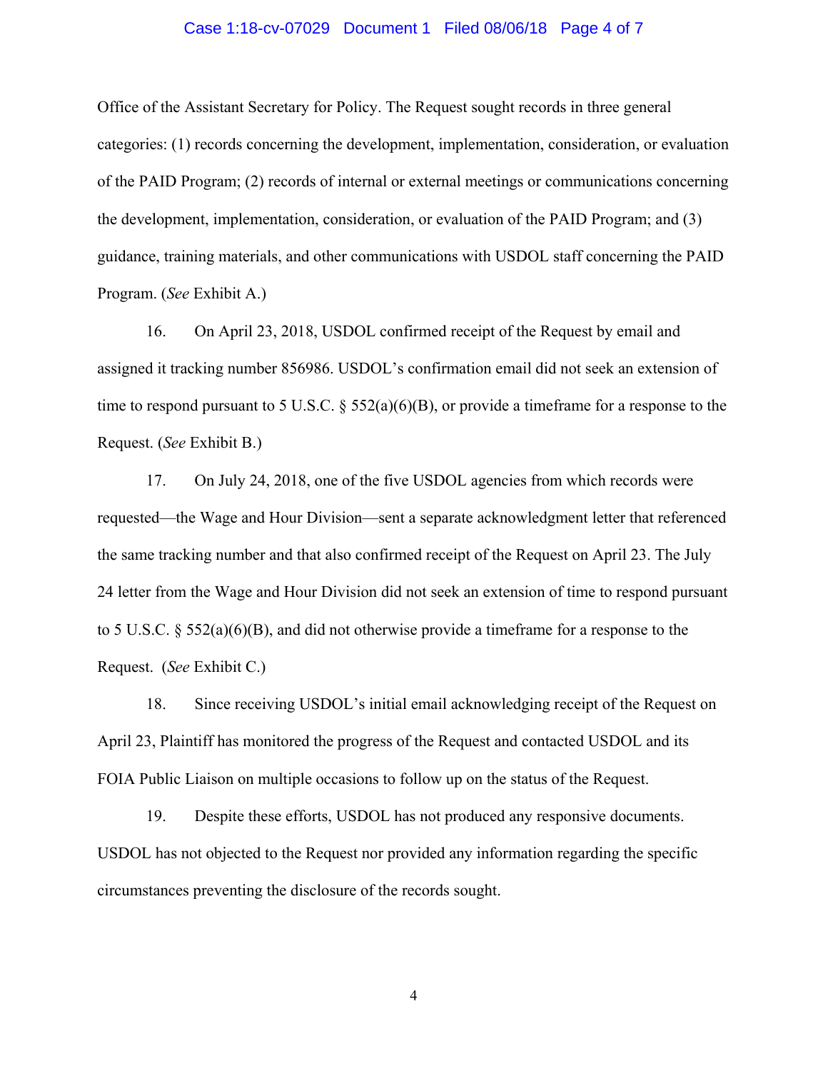Office of the Assistant Secretary for Policy. The Request sought records in three general categories: (1) records concerning the development, implementation, consideration, or evaluation of the PAID Program; (2) records of internal or external meetings or communications concerning the development, implementation, consideration, or evaluation of the PAID Program; and (3) guidance, training materials, and other communications with USDOL staff concerning the PAID Program. (*See* Exhibit A.)

16. On April 23, 2018, USDOL confirmed receipt of the Request by email and assigned it tracking number 856986. USDOL's confirmation email did not seek an extension of time to respond pursuant to 5 U.S.C. § 552(a)(6)(B), or provide a timeframe for a response to the Request. (*See* Exhibit B.)

17. On July 24, 2018, one of the five USDOL agencies from which records were requested—the Wage and Hour Division—sent a separate acknowledgment letter that referenced the same tracking number and that also confirmed receipt of the Request on April 23. The July 24 letter from the Wage and Hour Division did not seek an extension of time to respond pursuant to 5 U.S.C. § 552(a)(6)(B), and did not otherwise provide a timeframe for a response to the Request. (*See* Exhibit C.)

18. Since receiving USDOL's initial email acknowledging receipt of the Request on April 23, Plaintiff has monitored the progress of the Request and contacted USDOL and its FOIA Public Liaison on multiple occasions to follow up on the status of the Request.

19. Despite these efforts, USDOL has not produced any responsive documents. USDOL has not objected to the Request nor provided any information regarding the specific circumstances preventing the disclosure of the records sought.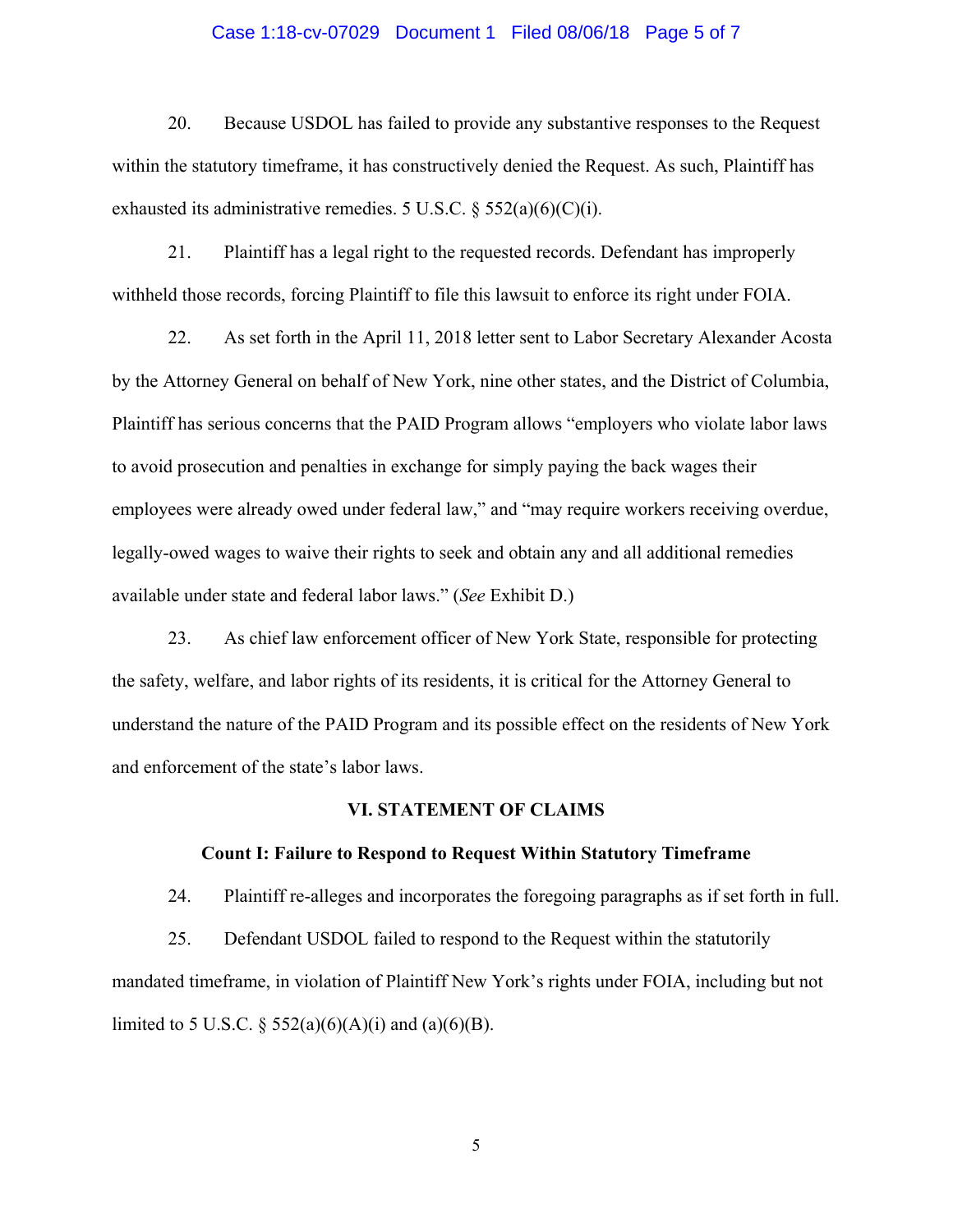20. Because USDOL has failed to provide any substantive responses to the Request within the statutory timeframe, it has constructively denied the Request. As such, Plaintiff has exhausted its administrative remedies. 5 U.S.C. § 552(a)(6)(C)(i).

21. Plaintiff has a legal right to the requested records. Defendant has improperly withheld those records, forcing Plaintiff to file this lawsuit to enforce its right under FOIA.

22. As set forth in the April 11, 2018 letter sent to Labor Secretary Alexander Acosta by the Attorney General on behalf of New York, nine other states, and the District of Columbia, Plaintiff has serious concerns that the PAID Program allows "employers who violate labor laws to avoid prosecution and penalties in exchange for simply paying the back wages their employees were already owed under federal law," and "may require workers receiving overdue, legally-owed wages to waive their rights to seek and obtain any and all additional remedies available under state and federal labor laws." (*See* Exhibit D.)

23. As chief law enforcement officer of New York State, responsible for protecting the safety, welfare, and labor rights of its residents, it is critical for the Attorney General to understand the nature of the PAID Program and its possible effect on the residents of New York and enforcement of the state's labor laws.

## VI. STATEMENT OF CLAIMS

### Count I: Failure to Respond to Request Within Statutory Timeframe

24. Plaintiff re-alleges and incorporates the foregoing paragraphs as if set forth in full.

25. Defendant USDOL failed to respond to the Request within the statutorily mandated timeframe, in violation of Plaintiff New York's rights under FOIA, including but not limited to 5 U.S.C. § 552(a)(6)(A)(i) and (a)(6)(B).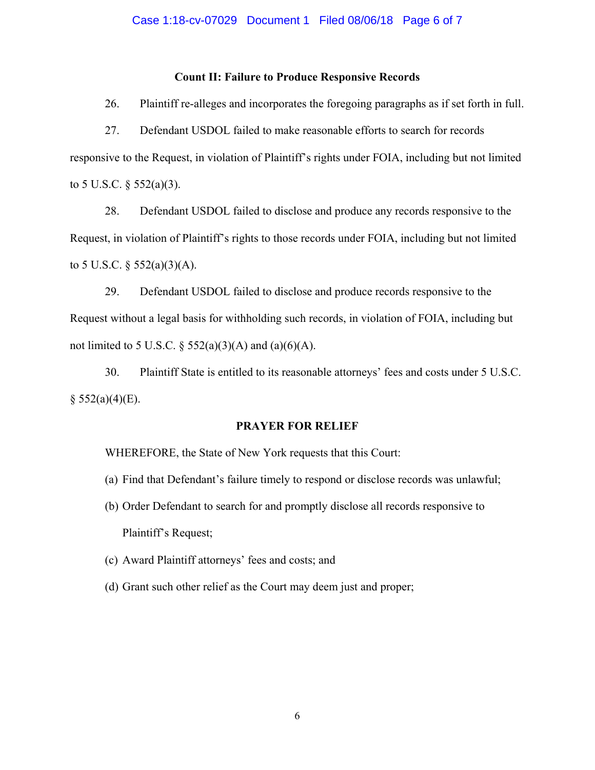**Count II: Failure to Produce Responsive Records**

26. Plaintiff re-alleges and incorporates the foregoing paragraphs as if set forth in full.

27. Defendant USDOL failed to make reasonable efforts to search for records responsive to the Request, in violation of Plaintiff's rights under FOIA, including but not limited to 5 U.S.C. § 552(a)(3).

28. Defendant USDOL failed to disclose and produce any records responsive to the Request, in violation of Plaintiff's rights to those records under FOIA, including but not limited to 5 U.S.C. § 552(a)(3)(A).

29. Defendant USDOL failed to disclose and produce records responsive to the Request without a legal basis for withholding such records, in violation of FOIA, including but not limited to 5 U.S.C. § 552(a)(3)(A) and (a)(6)(A).

30. Plaintiff State is entitled to its reasonable attorneys' fees and costs under 5 U.S.C. § 552(a)(4)(E).

**PRAYER FOR RELIEF**

WHEREFORE, the State of New York requests that this Court:

(a) Find that Defendant's failure timely to respond or disclose records was unlawful;

(b) Order Defendant to search for and promptly disclose all records responsive to Plaintiff's Request;

(c) Award Plaintiff attorneys' fees and costs; and

(d) Grant such other relief as the Court may deem just and proper;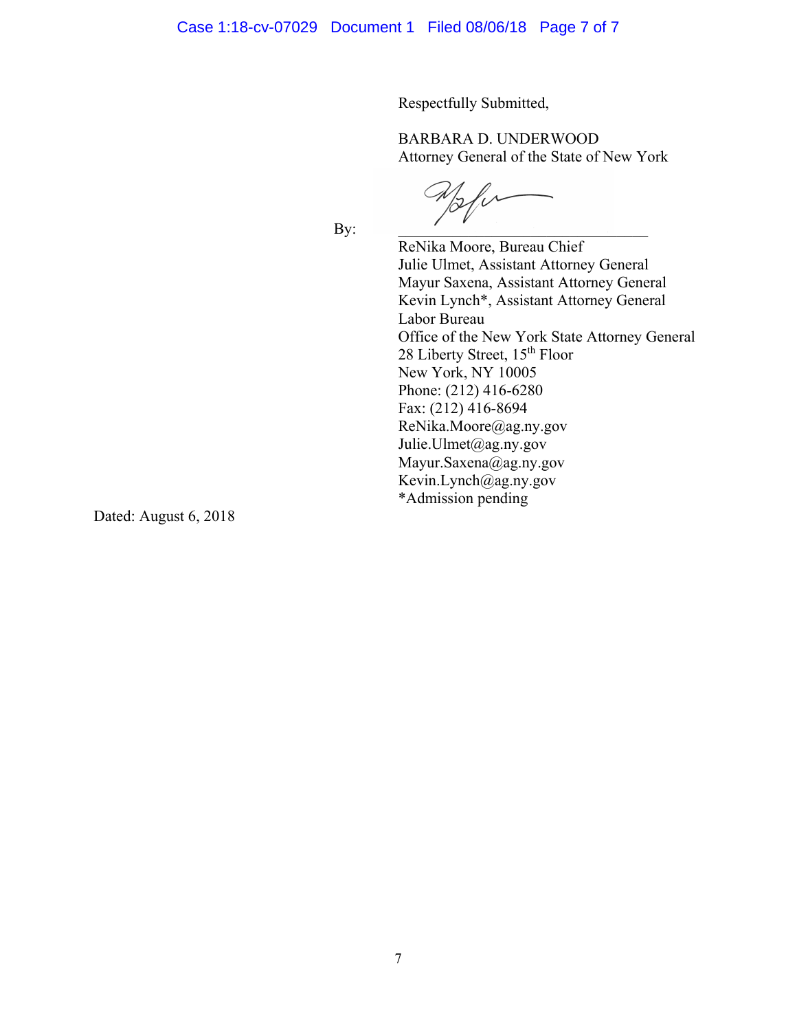Respectfully Submitted,

BARBARA D. UNDERWOOD
Attorney General of the State of New York

By: ______________________________

ReNika Moore, Bureau Chief
Julie Ulmet, Assistant Attorney General
Mayur Saxena, Assistant Attorney General
Kevin Lynch*, Assistant Attorney General
Labor Bureau
Office of the New York State Attorney General
28 Liberty Street, 15th Floor
New York, NY 10005
Phone: (212) 416-6280
Fax: (212) 416-8694
ReNika.Moore@ag.ny.gov
Julie.Ulmet@ag.ny.gov
Mayur.Saxena@ag.ny.gov
Kevin.Lynch@ag.ny.gov
*Admission pending

Dated: August 6, 2018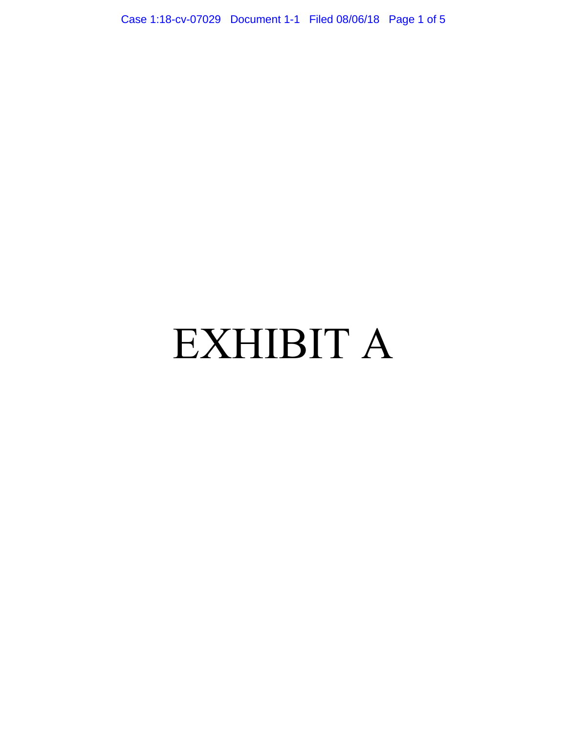# EXHIBIT A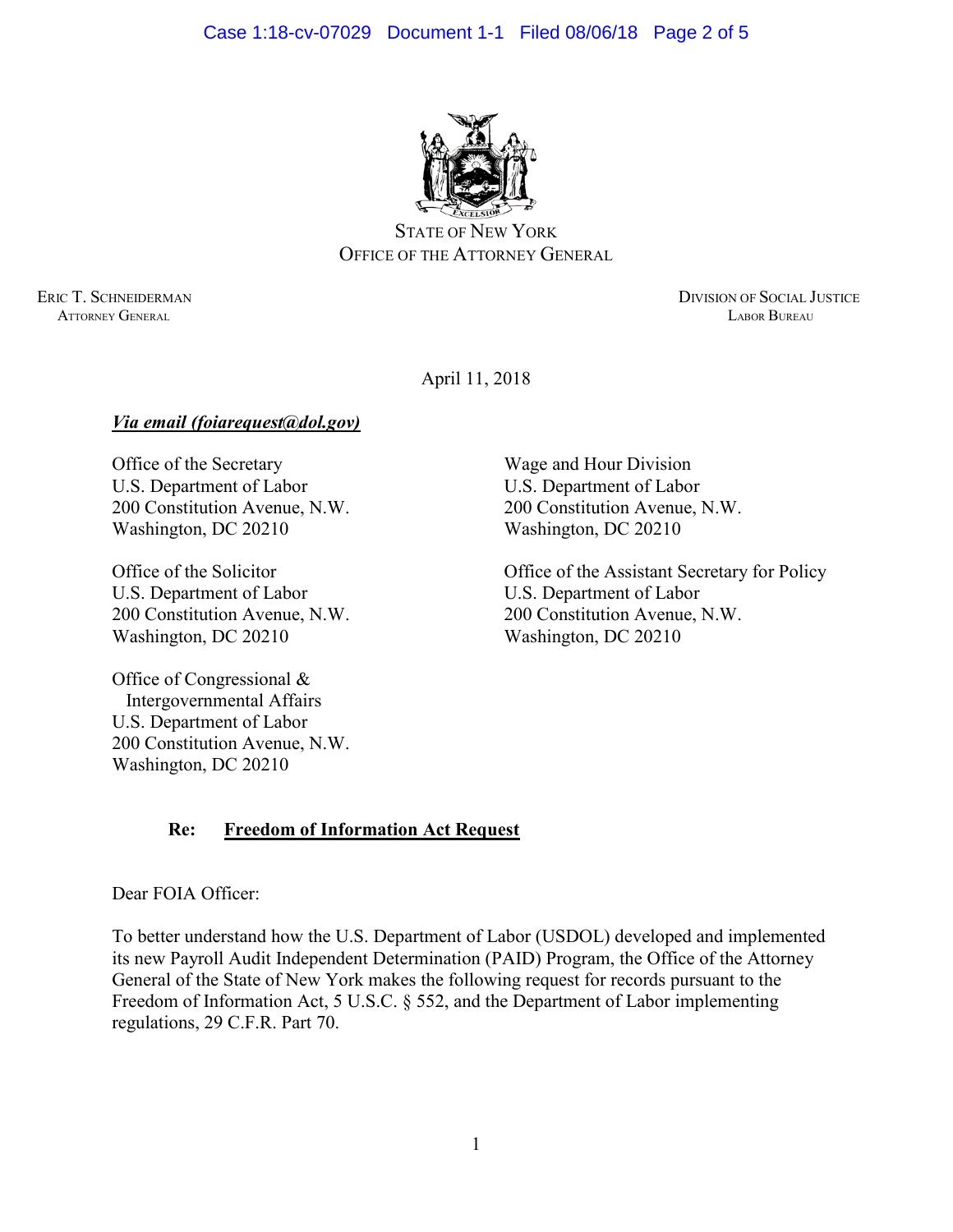STATE OF NEW YORK
OFFICE OF THE ATTORNEY GENERAL

ERIC T. SCHNEIDERMAN
ATTORNEY GENERAL

DIVISION OF SOCIAL JUSTICE
LABOR BUREAU

April 11, 2018

***Via email (foiarequest@dol.gov)***

Office of the Secretary
U.S. Department of Labor
200 Constitution Avenue, N.W.
Washington, DC 20210

Office of the Solicitor
U.S. Department of Labor
200 Constitution Avenue, N.W.
Washington, DC 20210

Office of Congressional & Intergovernmental Affairs
U.S. Department of Labor
200 Constitution Avenue, N.W.
Washington, DC 20210

Wage and Hour Division
U.S. Department of Labor
200 Constitution Avenue, N.W.
Washington, DC 20210

Office of the Assistant Secretary for Policy
U.S. Department of Labor
200 Constitution Avenue, N.W.
Washington, DC 20210

**Re: Freedom of Information Act Request**

Dear FOIA Officer:

To better understand how the U.S. Department of Labor (USDOL) developed and implemented its new Payroll Audit Independent Determination (PAID) Program, the Office of the Attorney General of the State of New York makes the following request for records pursuant to the Freedom of Information Act, 5 U.S.C. § 552, and the Department of Labor implementing regulations, 29 C.F.R. Part 70.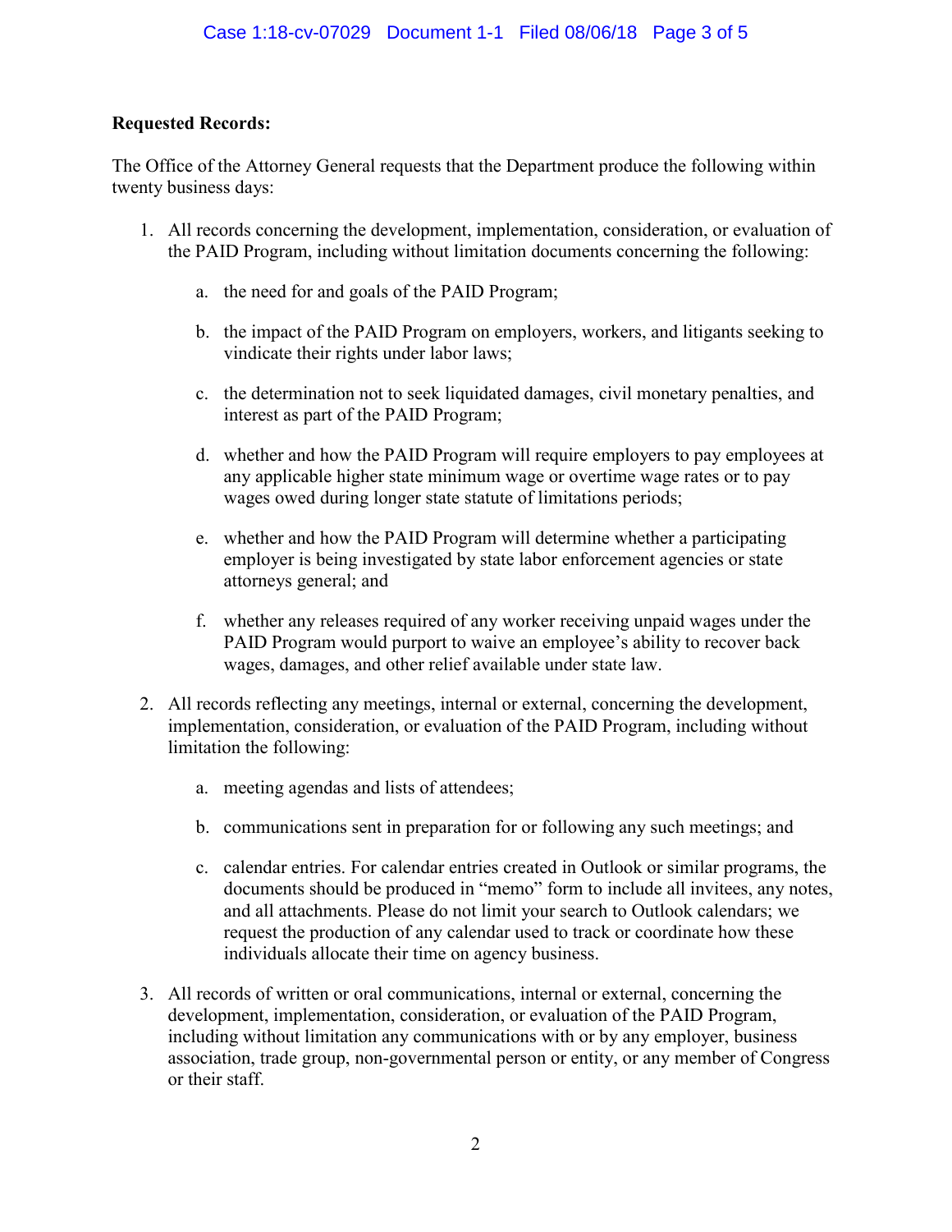**Requested Records:**

The Office of the Attorney General requests that the Department produce the following within twenty business days:

1. All records concerning the development, implementation, consideration, or evaluation of the PAID Program, including without limitation documents concerning the following:

    a. the need for and goals of the PAID Program;

    b. the impact of the PAID Program on employers, workers, and litigants seeking to vindicate their rights under labor laws;

    c. the determination not to seek liquidated damages, civil monetary penalties, and interest as part of the PAID Program;

    d. whether and how the PAID Program will require employers to pay employees at any applicable higher state minimum wage or overtime wage rates or to pay wages owed during longer state statute of limitations periods;

    e. whether and how the PAID Program will determine whether a participating employer is being investigated by state labor enforcement agencies or state attorneys general; and

    f. whether any releases required of any worker receiving unpaid wages under the PAID Program would purport to waive an employee's ability to recover back wages, damages, and other relief available under state law.

2. All records reflecting any meetings, internal or external, concerning the development, implementation, consideration, or evaluation of the PAID Program, including without limitation the following:

    a. meeting agendas and lists of attendees;

    b. communications sent in preparation for or following any such meetings; and

    c. calendar entries. For calendar entries created in Outlook or similar programs, the documents should be produced in "memo" form to include all invitees, any notes, and all attachments. Please do not limit your search to Outlook calendars; we request the production of any calendar used to track or coordinate how these individuals allocate their time on agency business.

3. All records of written or oral communications, internal or external, concerning the development, implementation, consideration, or evaluation of the PAID Program, including without limitation any communications with or by any employer, business association, trade group, non-governmental person or entity, or any member of Congress or their staff.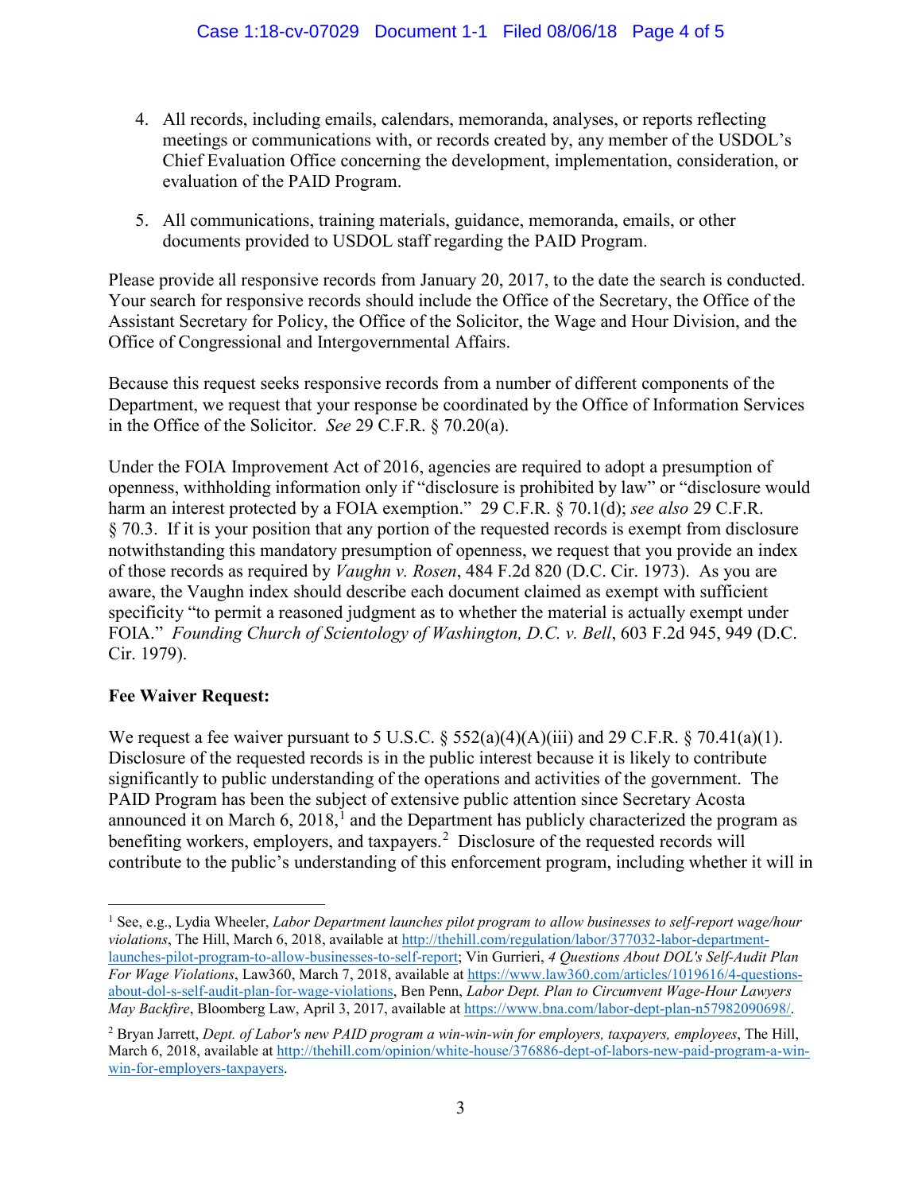4. All records, including emails, calendars, memoranda, analyses, or reports reflecting meetings or communications with, or records created by, any member of the USDOL's Chief Evaluation Office concerning the development, implementation, consideration, or evaluation of the PAID Program.

5. All communications, training materials, guidance, memoranda, emails, or other documents provided to USDOL staff regarding the PAID Program.

Please provide all responsive records from January 20, 2017, to the date the search is conducted. Your search for responsive records should include the Office of the Secretary, the Office of the Assistant Secretary for Policy, the Office of the Solicitor, the Wage and Hour Division, and the Office of Congressional and Intergovernmental Affairs.

Because this request seeks responsive records from a number of different components of the Department, we request that your response be coordinated by the Office of Information Services in the Office of the Solicitor. *See* 29 C.F.R. § 70.20(a).

Under the FOIA Improvement Act of 2016, agencies are required to adopt a presumption of openness, withholding information only if "disclosure is prohibited by law" or "disclosure would harm an interest protected by a FOIA exemption." 29 C.F.R. § 70.1(d); *see also* 29 C.F.R. § 70.3. If it is your position that any portion of the requested records is exempt from disclosure notwithstanding this mandatory presumption of openness, we request that you provide an index of those records as required by *Vaughn v. Rosen*, 484 F.2d 820 (D.C. Cir. 1973). As you are aware, the Vaughn index should describe each document claimed as exempt with sufficient specificity "to permit a reasoned judgment as to whether the material is actually exempt under FOIA." *Founding Church of Scientology of Washington, D.C. v. Bell*, 603 F.2d 945, 949 (D.C. Cir. 1979).

**Fee Waiver Request:**

We request a fee waiver pursuant to 5 U.S.C. § 552(a)(4)(A)(iii) and 29 C.F.R. § 70.41(a)(1). Disclosure of the requested records is in the public interest because it is likely to contribute significantly to public understanding of the operations and activities of the government. The PAID Program has been the subject of extensive public attention since Secretary Acosta announced it on March 6, 2018,[1] and the Department has publicly characterized the program as benefiting workers, employers, and taxpayers.[2] Disclosure of the requested records will contribute to the public's understanding of this enforcement program, including whether it will in

---

[1] See, e.g., Lydia Wheeler, *Labor Department launches pilot program to allow businesses to self-report wage/hour violations*, The Hill, March 6, 2018, available at http://thehill.com/regulation/labor/377032-labor-department-launches-pilot-program-to-allow-businesses-to-self-report; Vin Gurrieri, *4 Questions About DOL's Self-Audit Plan For Wage Violations*, Law360, March 7, 2018, available at https://www.law360.com/articles/1019616/4-questions-about-dol-s-self-audit-plan-for-wage-violations, Ben Penn, *Labor Dept. Plan to Circumvent Wage-Hour Lawyers May Backfire*, Bloomberg Law, April 3, 2017, available at https://www.bna.com/labor-dept-plan-n57982090698/.

[2] Bryan Jarrett, *Dept. of Labor's new PAID program a win-win-win for employers, taxpayers, employees*, The Hill, March 6, 2018, available at http://thehill.com/opinion/white-house/376886-dept-of-labors-new-paid-program-a-win-win-win-for-employers-taxpayers.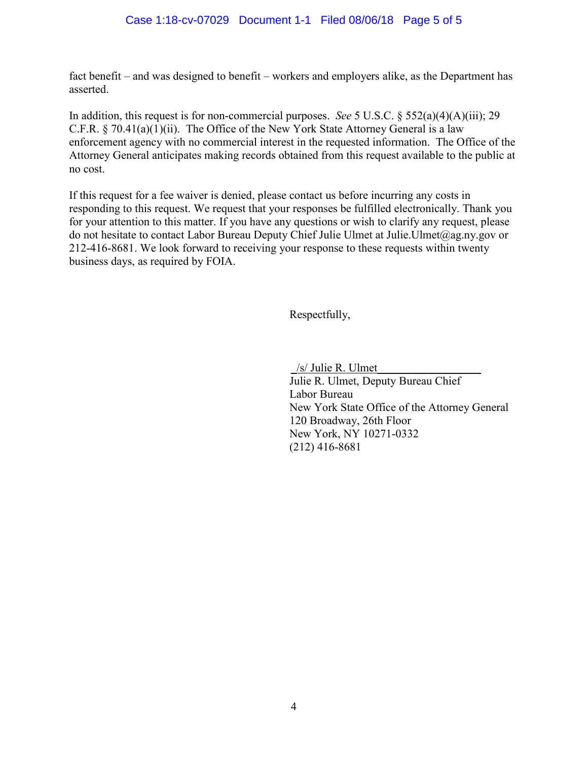fact benefit – and was designed to benefit – workers and employers alike, as the Department has asserted.

In addition, this request is for non-commercial purposes. *See* 5 U.S.C. § 552(a)(4)(A)(iii); 29 C.F.R. § 70.41(a)(1)(ii). The Office of the New York State Attorney General is a law enforcement agency with no commercial interest in the requested information. The Office of the Attorney General anticipates making records obtained from this request available to the public at no cost.

If this request for a fee waiver is denied, please contact us before incurring any costs in responding to this request. We request that your responses be fulfilled electronically. Thank you for your attention to this matter. If you have any questions or wish to clarify any request, please do not hesitate to contact Labor Bureau Deputy Chief Julie Ulmet at Julie.Ulmet@ag.ny.gov or 212-416-8681. We look forward to receiving your response to these requests within twenty business days, as required by FOIA.

Respectfully,

/s/ Julie R. Ulmet
Julie R. Ulmet, Deputy Bureau Chief
Labor Bureau
New York State Office of the Attorney General
120 Broadway, 26th Floor
New York, NY 10271-0332
(212) 416-8681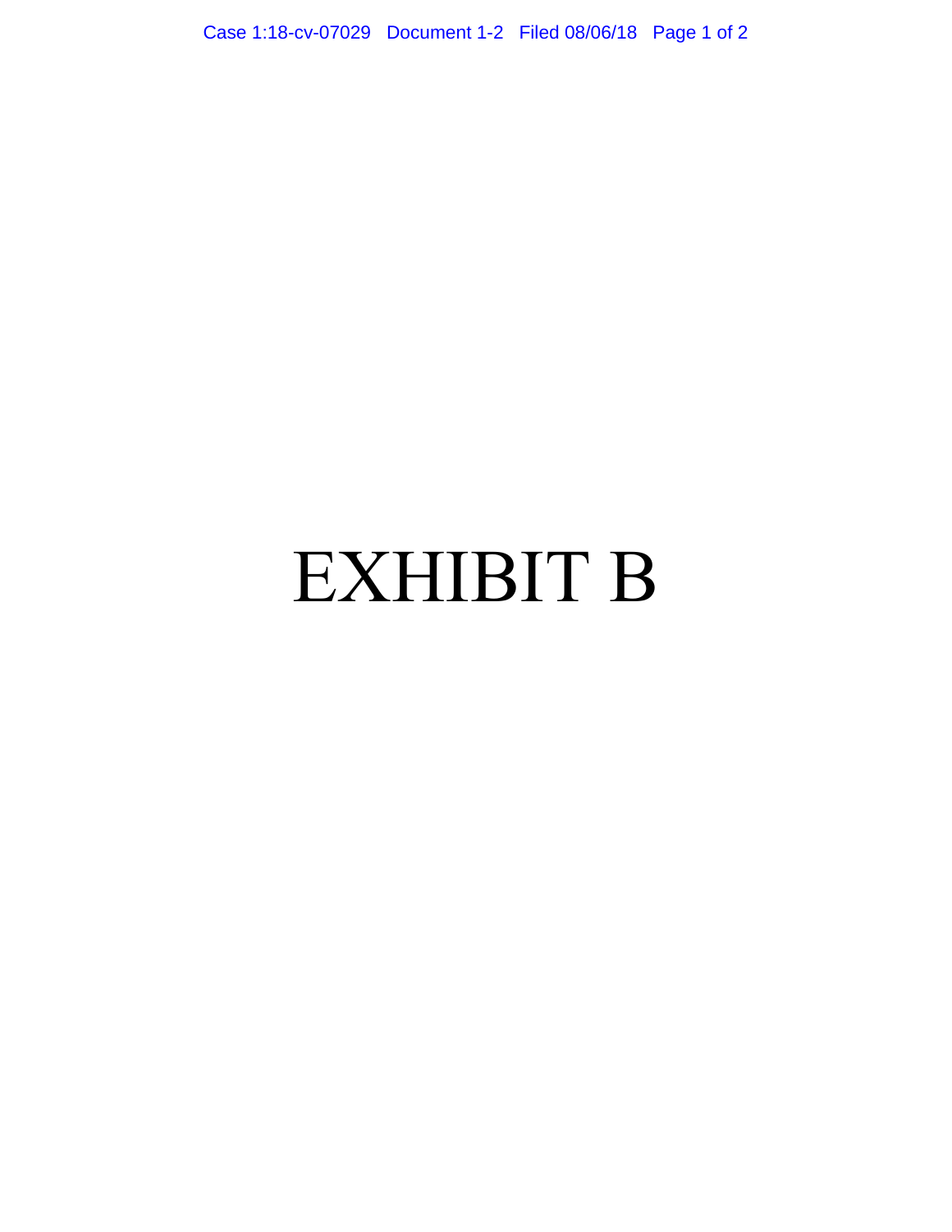# EXHIBIT B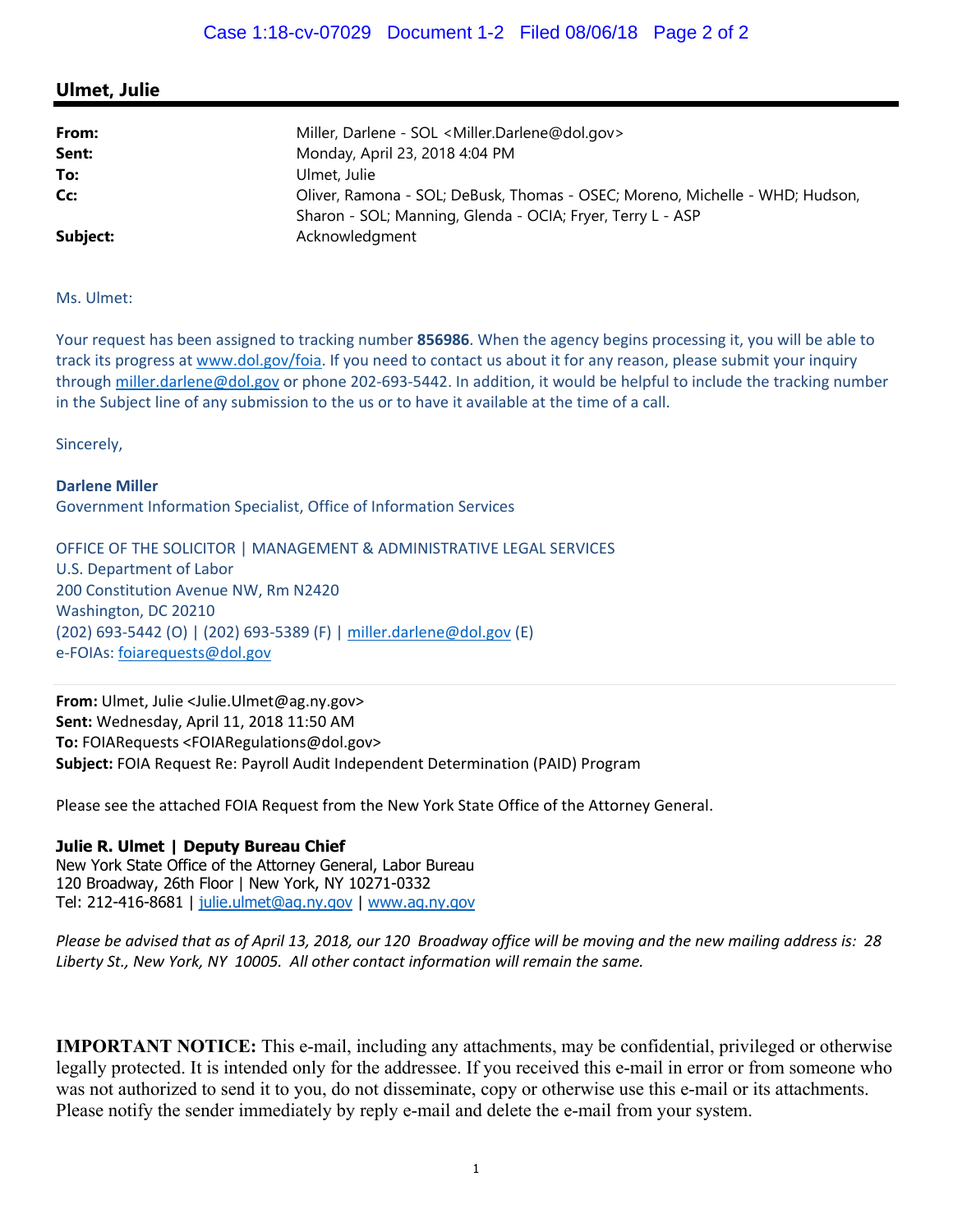## Ulmet, Julie

| | |
|---|---|
| **From:** | Miller, Darlene - SOL <Miller.Darlene@dol.gov> |
| **Sent:** | Monday, April 23, 2018 4:04 PM |
| **To:** | Ulmet, Julie |
| **Cc:** | Oliver, Ramona - SOL; DeBusk, Thomas - OSEC; Moreno, Michelle - WHD; Hudson, Sharon - SOL; Manning, Glenda - OCIA; Fryer, Terry L - ASP |
| **Subject:** | Acknowledgment |

Ms. Ulmet:

Your request has been assigned to tracking number **856986**. When the agency begins processing it, you will be able to track its progress at www.dol.gov/foia. If you need to contact us about it for any reason, please submit your inquiry through miller.darlene@dol.gov or phone 202-693-5442. In addition, it would be helpful to include the tracking number in the Subject line of any submission to the us or to have it available at the time of a call.

Sincerely,

**Darlene Miller**
Government Information Specialist, Office of Information Services

OFFICE OF THE SOLICITOR | MANAGEMENT & ADMINISTRATIVE LEGAL SERVICES
U.S. Department of Labor
200 Constitution Avenue NW, Rm N2420
Washington, DC 20210
(202) 693-5442 (O) | (202) 693-5389 (F) | miller.darlene@dol.gov (E)
e-FOIAs: foiarequests@dol.gov

---

**From:** Ulmet, Julie <Julie.Ulmet@ag.ny.gov>
**Sent:** Wednesday, April 11, 2018 11:50 AM
**To:** FOIARequests <FOIARegulations@dol.gov>
**Subject:** FOIA Request Re: Payroll Audit Independent Determination (PAID) Program

Please see the attached FOIA Request from the New York State Office of the Attorney General.

**Julie R. Ulmet | Deputy Bureau Chief**
New York State Office of the Attorney General, Labor Bureau
120 Broadway, 26th Floor | New York, NY 10271-0332
Tel: 212-416-8681 | julie.ulmet@ag.ny.gov | www.ag.ny.gov

*Please be advised that as of April 13, 2018, our 120 Broadway office will be moving and the new mailing address is: 28 Liberty St., New York, NY 10005. All other contact information will remain the same.*

**IMPORTANT NOTICE:** This e-mail, including any attachments, may be confidential, privileged or otherwise legally protected. It is intended only for the addressee. If you received this e-mail in error or from someone who was not authorized to send it to you, do not disseminate, copy or otherwise use this e-mail or its attachments. Please notify the sender immediately by reply e-mail and delete the e-mail from your system.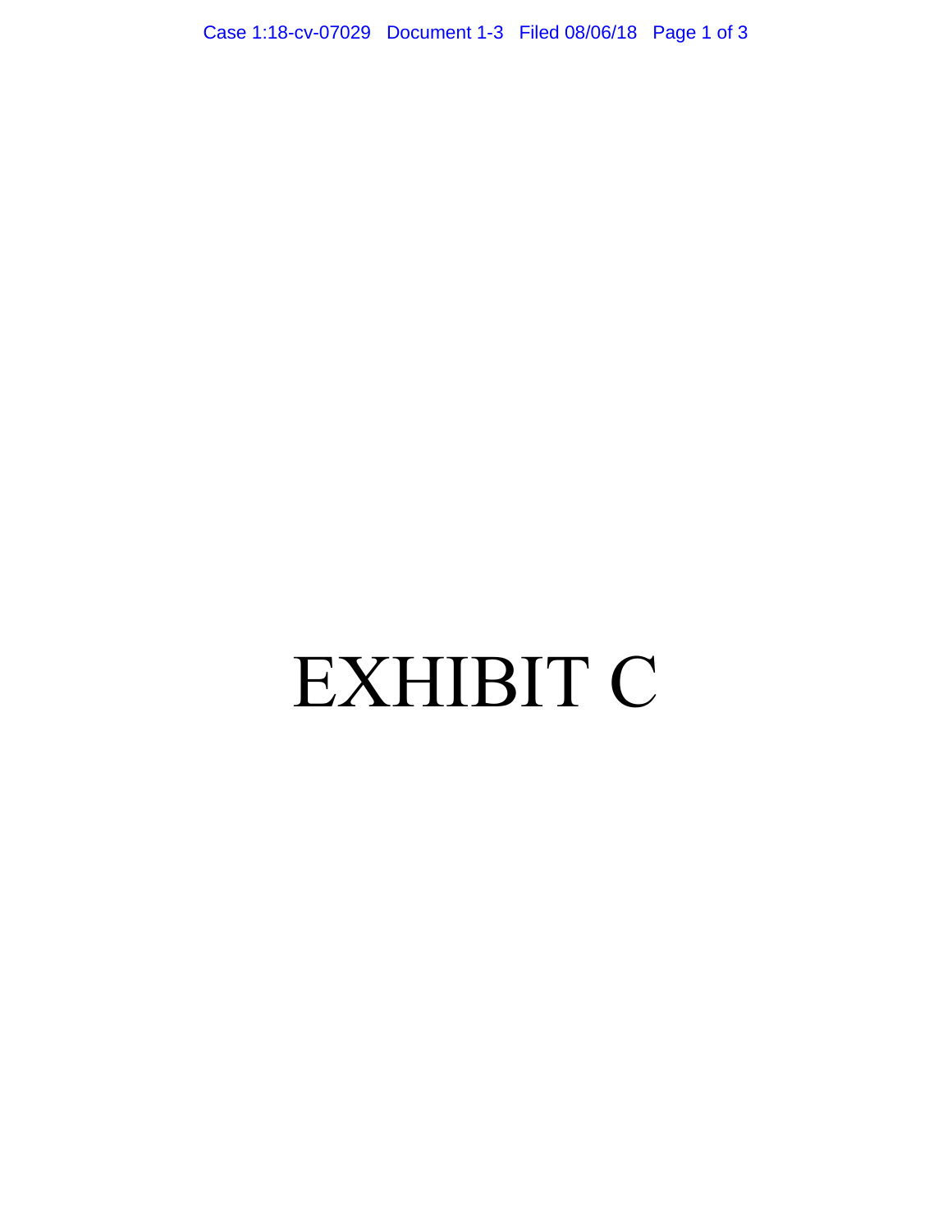# EXHIBIT C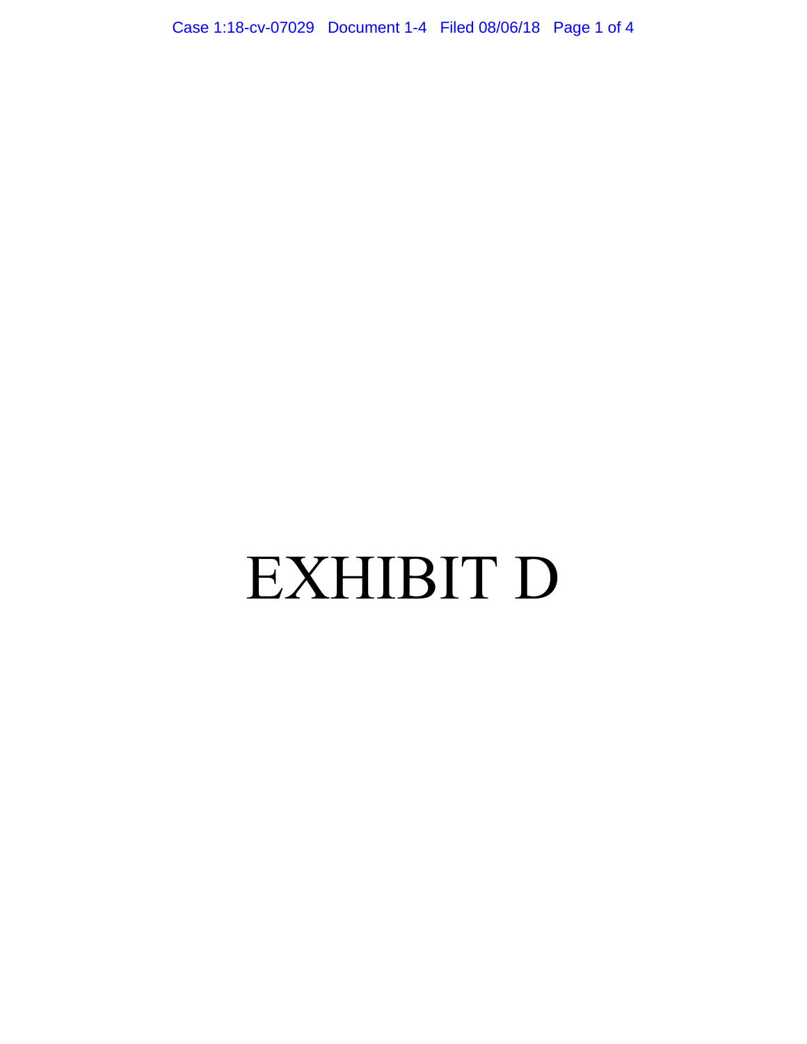# EXHIBIT D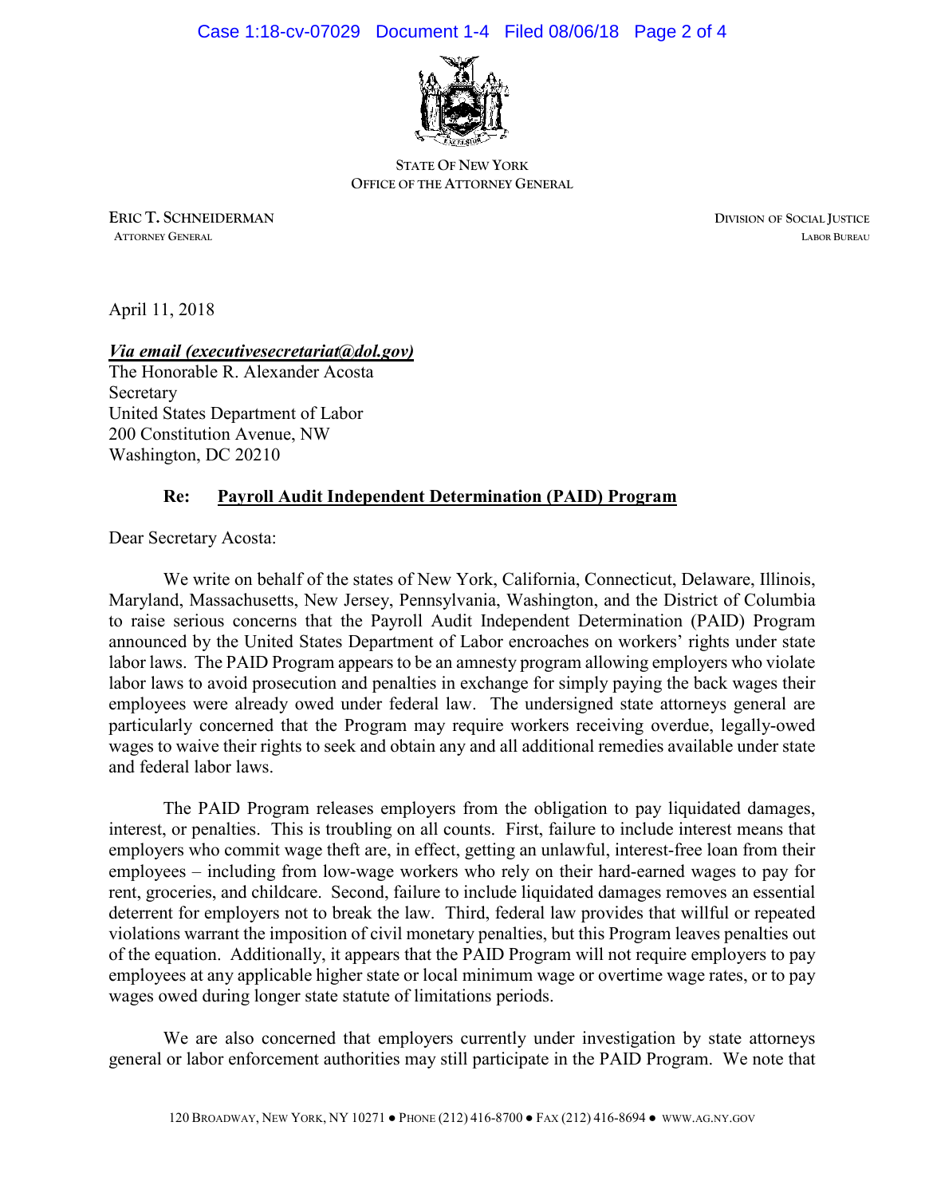STATE OF NEW YORK
OFFICE OF THE ATTORNEY GENERAL

**ERIC T. SCHNEIDERMAN**
ATTORNEY GENERAL

DIVISION OF SOCIAL JUSTICE
LABOR BUREAU

April 11, 2018

***Via email (executivesecretariat@dol.gov)***
The Honorable R. Alexander Acosta
Secretary
United States Department of Labor
200 Constitution Avenue, NW
Washington, DC 20210

**Re: Payroll Audit Independent Determination (PAID) Program**

Dear Secretary Acosta:

We write on behalf of the states of New York, California, Connecticut, Delaware, Illinois, Maryland, Massachusetts, New Jersey, Pennsylvania, Washington, and the District of Columbia to raise serious concerns that the Payroll Audit Independent Determination (PAID) Program announced by the United States Department of Labor encroaches on workers' rights under state labor laws. The PAID Program appears to be an amnesty program allowing employers who violate labor laws to avoid prosecution and penalties in exchange for simply paying the back wages their employees were already owed under federal law. The undersigned state attorneys general are particularly concerned that the Program may require workers receiving overdue, legally-owed wages to waive their rights to seek and obtain any and all additional remedies available under state and federal labor laws.

The PAID Program releases employers from the obligation to pay liquidated damages, interest, or penalties. This is troubling on all counts. First, failure to include interest means that employers who commit wage theft are, in effect, getting an unlawful, interest-free loan from their employees – including from low-wage workers who rely on their hard-earned wages to pay for rent, groceries, and childcare. Second, failure to include liquidated damages removes an essential deterrent for employers not to break the law. Third, federal law provides that willful or repeated violations warrant the imposition of civil monetary penalties, but this Program leaves penalties out of the equation. Additionally, it appears that the PAID Program will not require employers to pay employees at any applicable higher state or local minimum wage or overtime wage rates, or to pay wages owed during longer state statute of limitations periods.

We are also concerned that employers currently under investigation by state attorneys general or labor enforcement authorities may still participate in the PAID Program. We note that

120 BROADWAY, NEW YORK, NY 10271 ● PHONE (212) 416-8700 ● FAX (212) 416-8694 ● WWW.AG.NY.GOV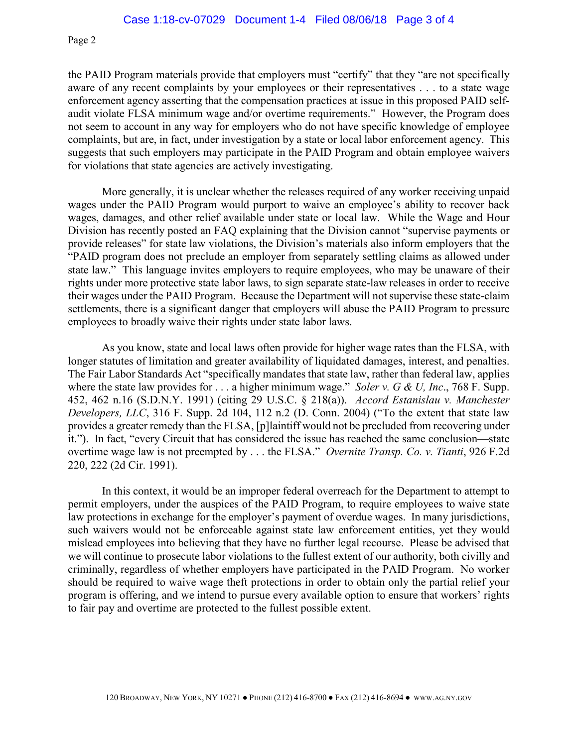the PAID Program materials provide that employers must "certify" that they "are not specifically aware of any recent complaints by your employees or their representatives . . . to a state wage enforcement agency asserting that the compensation practices at issue in this proposed PAID self-audit violate FLSA minimum wage and/or overtime requirements." However, the Program does not seem to account in any way for employers who do not have specific knowledge of employee complaints, but are, in fact, under investigation by a state or local labor enforcement agency. This suggests that such employers may participate in the PAID Program and obtain employee waivers for violations that state agencies are actively investigating.

More generally, it is unclear whether the releases required of any worker receiving unpaid wages under the PAID Program would purport to waive an employee's ability to recover back wages, damages, and other relief available under state or local law. While the Wage and Hour Division has recently posted an FAQ explaining that the Division cannot "supervise payments or provide releases" for state law violations, the Division's materials also inform employers that the "PAID program does not preclude an employer from separately settling claims as allowed under state law." This language invites employers to require employees, who may be unaware of their rights under more protective state labor laws, to sign separate state-law releases in order to receive their wages under the PAID Program. Because the Department will not supervise these state-claim settlements, there is a significant danger that employers will abuse the PAID Program to pressure employees to broadly waive their rights under state labor laws.

As you know, state and local laws often provide for higher wage rates than the FLSA, with longer statutes of limitation and greater availability of liquidated damages, interest, and penalties. The Fair Labor Standards Act "specifically mandates that state law, rather than federal law, applies where the state law provides for . . . a higher minimum wage." *Soler v. G & U, Inc*., 768 F. Supp. 452, 462 n.16 (S.D.N.Y. 1991) (citing 29 U.S.C. § 218(a)). *Accord Estanislau v. Manchester Developers, LLC*, 316 F. Supp. 2d 104, 112 n.2 (D. Conn. 2004) ("To the extent that state law provides a greater remedy than the FLSA, [p]laintiff would not be precluded from recovering under it."). In fact, "every Circuit that has considered the issue has reached the same conclusion—state overtime wage law is not preempted by . . . the FLSA." *Overnite Transp. Co. v. Tianti*, 926 F.2d 220, 222 (2d Cir. 1991).

In this context, it would be an improper federal overreach for the Department to attempt to permit employers, under the auspices of the PAID Program, to require employees to waive state law protections in exchange for the employer's payment of overdue wages. In many jurisdictions, such waivers would not be enforceable against state law enforcement entities, yet they would mislead employees into believing that they have no further legal recourse. Please be advised that we will continue to prosecute labor violations to the fullest extent of our authority, both civilly and criminally, regardless of whether employers have participated in the PAID Program. No worker should be required to waive wage theft protections in order to obtain only the partial relief your program is offering, and we intend to pursue every available option to ensure that workers' rights to fair pay and overtime are protected to the fullest possible extent.

120 Broadway, New York, NY 10271 ● Phone (212) 416-8700 ● Fax (212) 416-8694 ● www.ag.ny.gov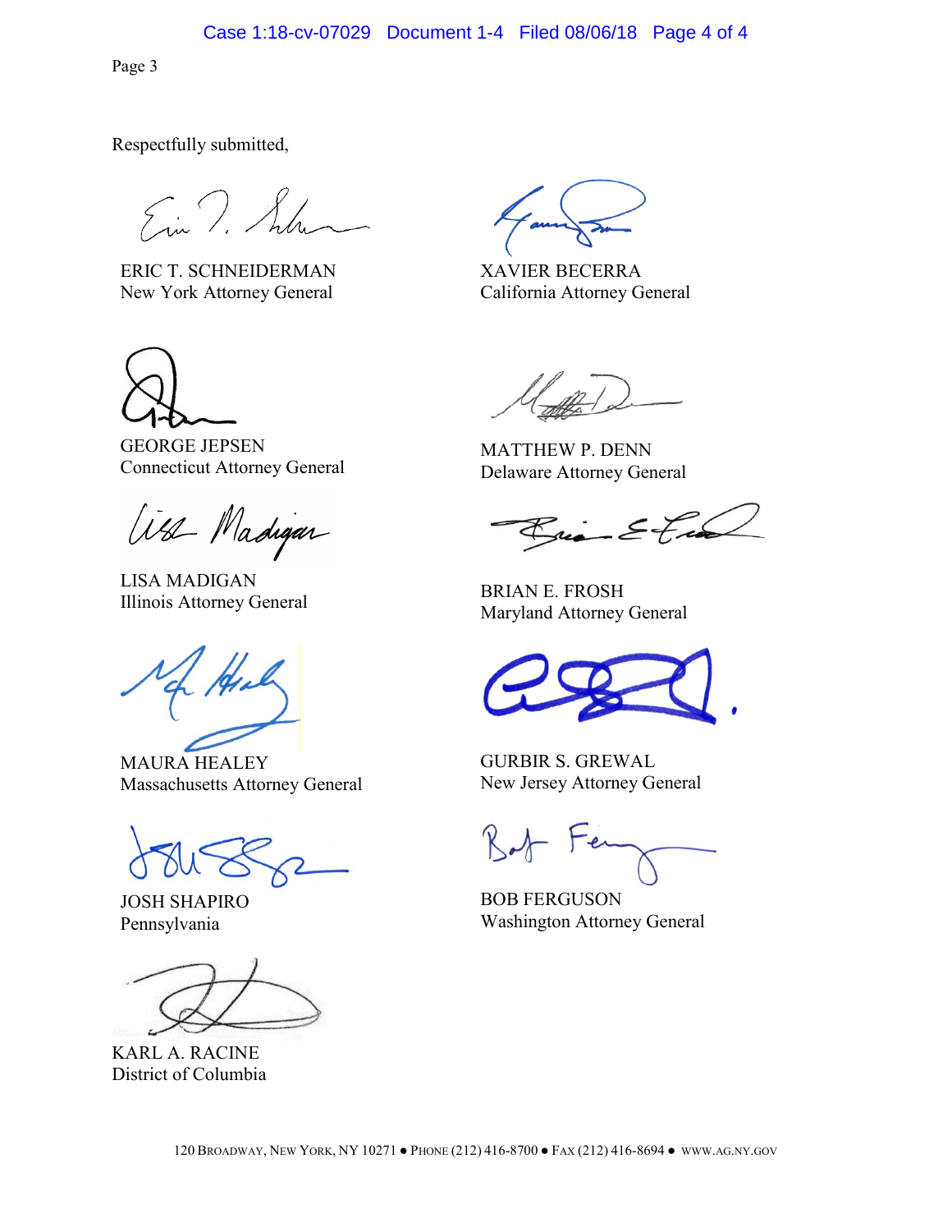Respectfully submitted,

ERIC T. SCHNEIDERMAN
New York Attorney General

XAVIER BECERRA
California Attorney General

GEORGE JEPSEN
Connecticut Attorney General

MATTHEW P. DENN
Delaware Attorney General

LISA MADIGAN
Illinois Attorney General

BRIAN E. FROSH
Maryland Attorney General

MAURA HEALEY
Massachusetts Attorney General

GURBIR S. GREWAL
New Jersey Attorney General

JOSH SHAPIRO
Pennsylvania

BOB FERGUSON
Washington Attorney General

KARL A. RACINE
District of Columbia

120 BROADWAY, NEW YORK, NY 10271 ● PHONE (212) 416-8700 ● FAX (212) 416-8694 ● WWW.AG.NY.GOV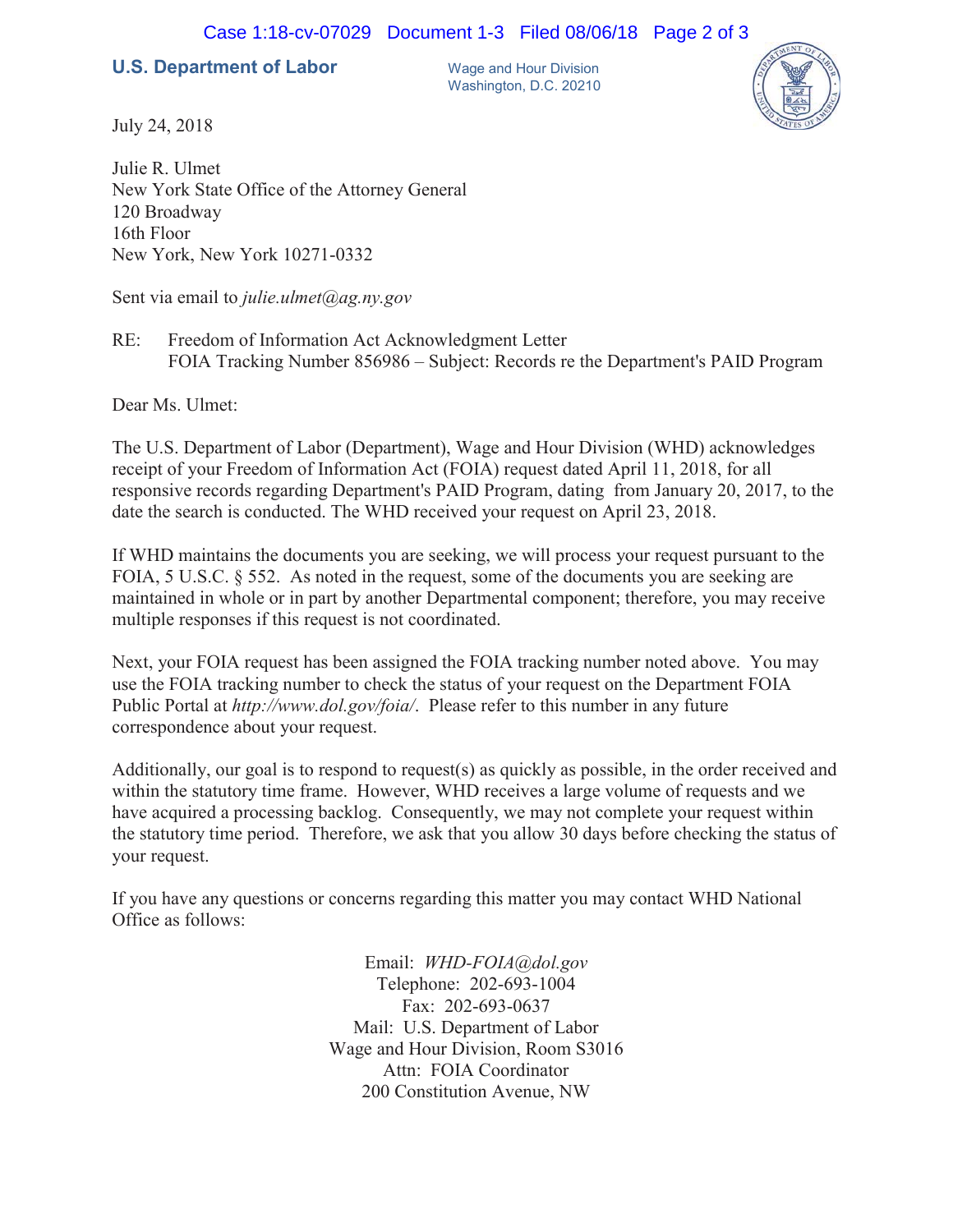**U.S. Department of Labor**

Wage and Hour Division
Washington, D.C. 20210

July 24, 2018

Julie R. Ulmet
New York State Office of the Attorney General
120 Broadway
16th Floor
New York, New York 10271-0332

Sent via email to *julie.ulmet@ag.ny.gov*

RE: Freedom of Information Act Acknowledgment Letter
FOIA Tracking Number 856986 – Subject: Records re the Department's PAID Program

Dear Ms. Ulmet:

The U.S. Department of Labor (Department), Wage and Hour Division (WHD) acknowledges receipt of your Freedom of Information Act (FOIA) request dated April 11, 2018, for all responsive records regarding Department's PAID Program, dating from January 20, 2017, to the date the search is conducted. The WHD received your request on April 23, 2018.

If WHD maintains the documents you are seeking, we will process your request pursuant to the FOIA, 5 U.S.C. § 552. As noted in the request, some of the documents you are seeking are maintained in whole or in part by another Departmental component; therefore, you may receive multiple responses if this request is not coordinated.

Next, your FOIA request has been assigned the FOIA tracking number noted above. You may use the FOIA tracking number to check the status of your request on the Department FOIA Public Portal at *http://www.dol.gov/foia/*. Please refer to this number in any future correspondence about your request.

Additionally, our goal is to respond to request(s) as quickly as possible, in the order received and within the statutory time frame. However, WHD receives a large volume of requests and we have acquired a processing backlog. Consequently, we may not complete your request within the statutory time period. Therefore, we ask that you allow 30 days before checking the status of your request.

If you have any questions or concerns regarding this matter you may contact WHD National Office as follows:

Email: *WHD-FOIA@dol.gov*
Telephone: 202-693-1004
Fax: 202-693-0637
Mail: U.S. Department of Labor
Wage and Hour Division, Room S3016
Attn: FOIA Coordinator
200 Constitution Avenue, NW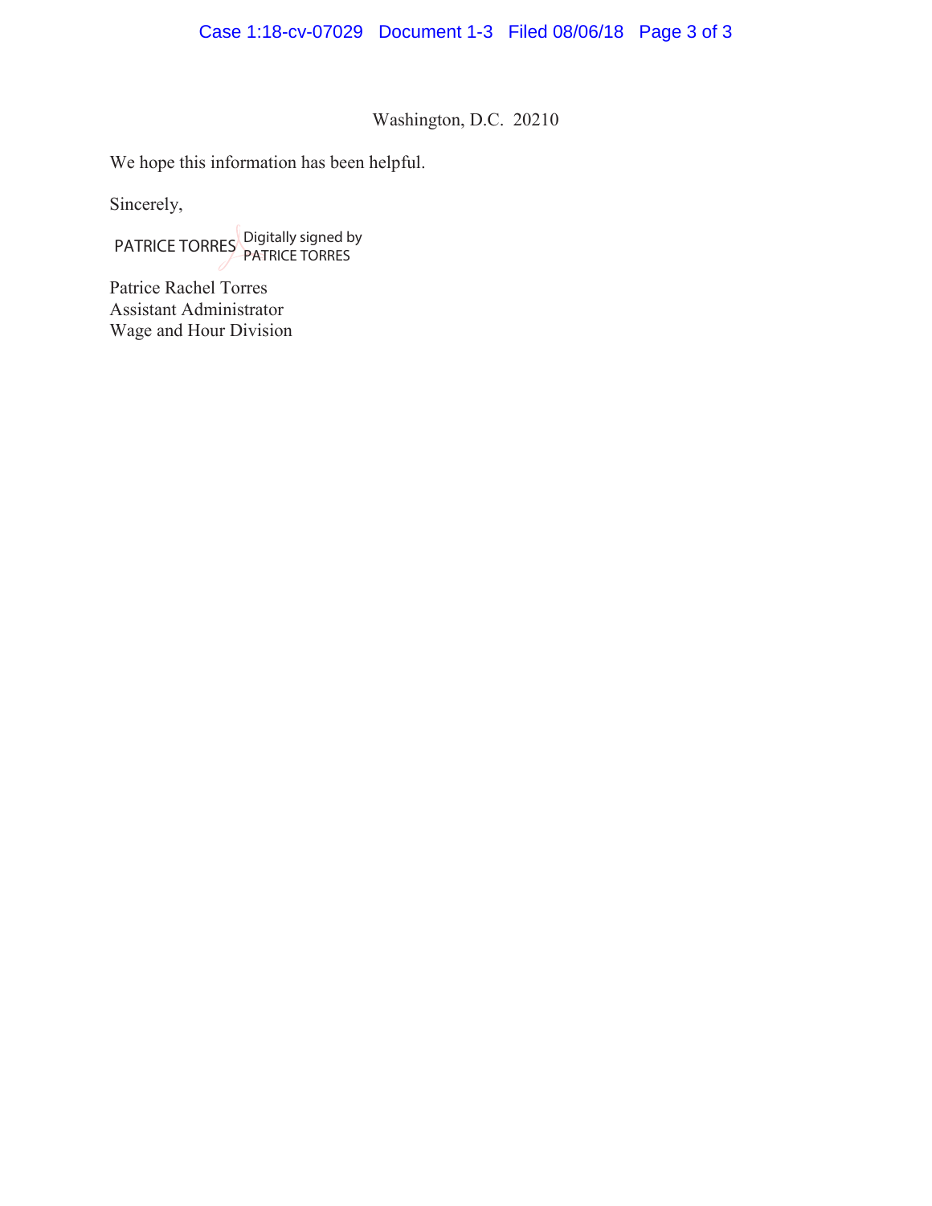Washington, D.C. 20210

We hope this information has been helpful.

Sincerely,

PATRICE TORRES Digitally signed by PATRICE TORRES

Patrice Rachel Torres
Assistant Administrator
Wage and Hour Division